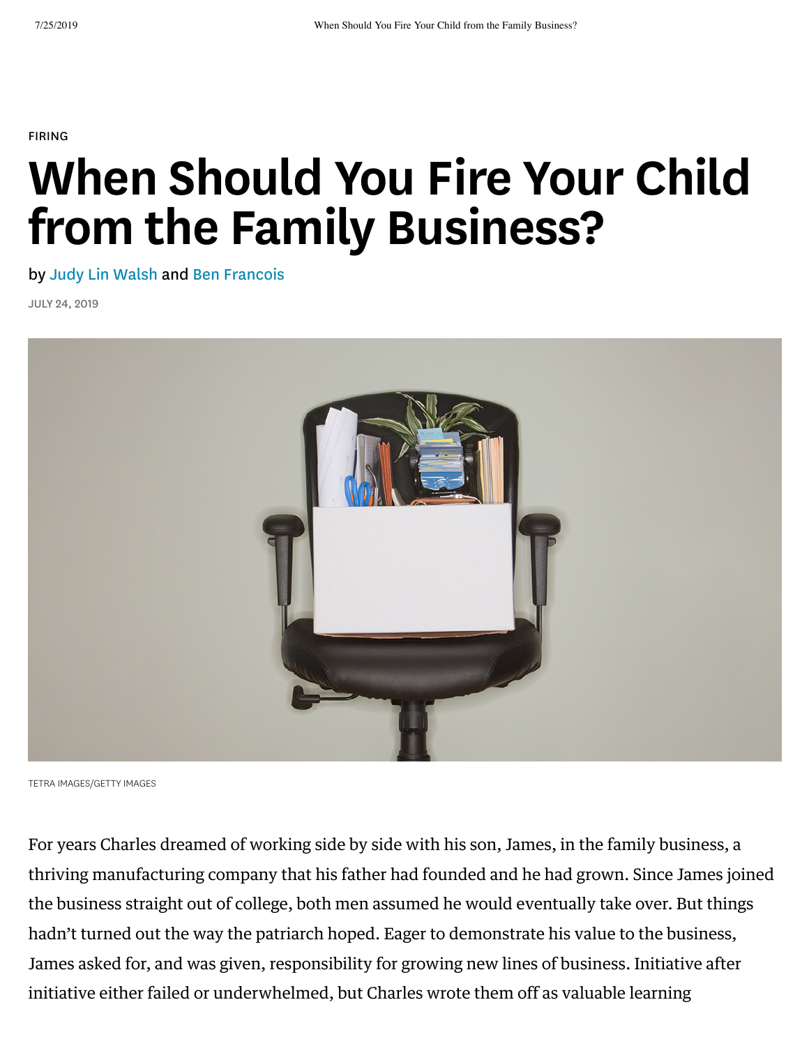FIRING

# When Should You Fire Your Child from the Family Business?

by Judy Lin Walsh and Ben Francois

JULY 24, 2019

TETRA IMAGES/GETTY IMAGES

For years Charles dreamed of working side by side with his son, James, in the family business, a thriving manufacturing company that his father had founded and he had grown. Since James joined the business straight out of college, both men assumed he would eventually take over. But things hadn't turned out the way the patriarch hoped. Eager to demonstrate his value to the business, James asked for, and was given, responsibility for growing new lines of business. Initiative after initiative either failed or underwhelmed, but Charles wrote them off as valuable learning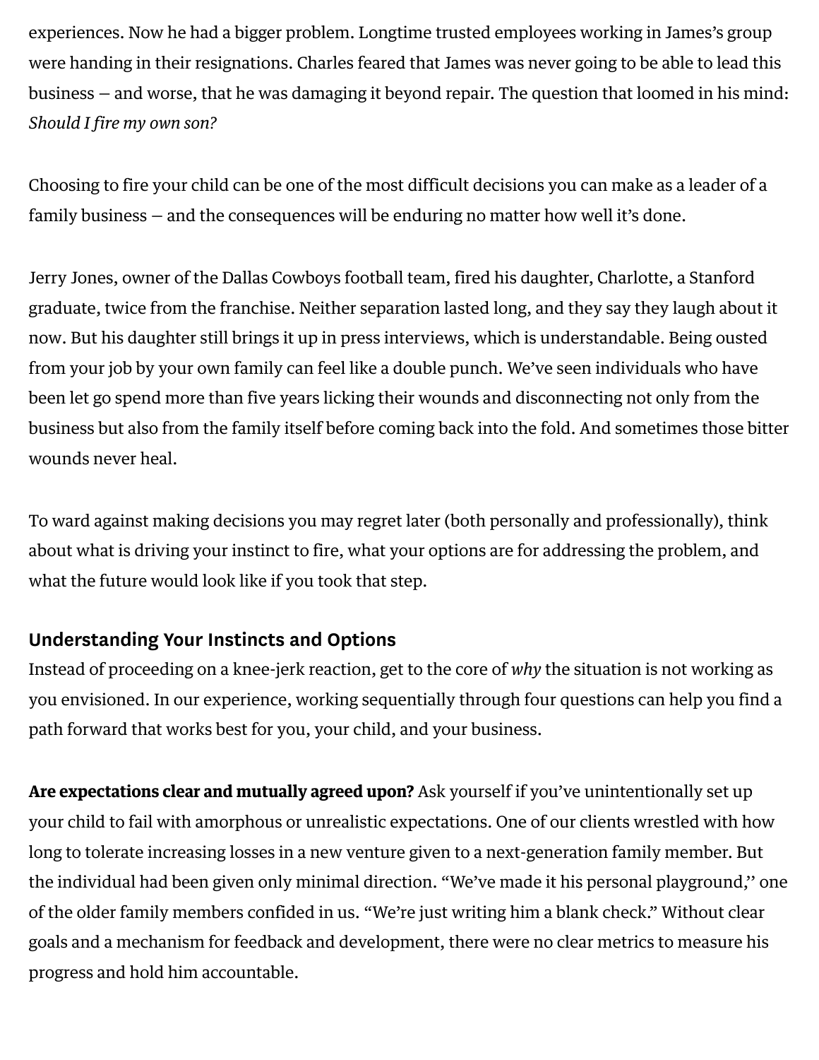experiences. Now he had a bigger problem. Longtime trusted employees working in James's group were handing in their resignations. Charles feared that James was never going to be able to lead this business — and worse, that he was damaging it beyond repair. The question that loomed in his mind: *Should I fire my own son?*

Choosing to fire your child can be one of the most difficult decisions you can make as a leader of a family business — and the consequences will be enduring no matter how well it's done.

Jerry Jones, owner of the Dallas Cowboys football team, fired his daughter, Charlotte, a Stanford graduate, twice from the franchise. Neither separation lasted long, and they say they laugh about it now. But his daughter still brings it up in press interviews, which is understandable. Being ousted from your job by your own family can feel like a double punch. We've seen individuals who have been let go spend more than five years licking their wounds and disconnecting not only from the business but also from the family itself before coming back into the fold. And sometimes those bitter wounds never heal.

To ward against making decisions you may regret later (both personally and professionally), think about what is driving your instinct to fire, what your options are for addressing the problem, and what the future would look like if you took that step.

## Understanding Your Instincts and Options

Instead of proceeding on a knee-jerk reaction, get to the core of *why* the situation is not working as you envisioned. In our experience, working sequentially through four questions can help you find a path forward that works best for you, your child, and your business.

**Are expectations clear and mutually agreed upon?** Ask yourself if you've unintentionally set up your child to fail with amorphous or unrealistic expectations. One of our clients wrestled with how long to tolerate increasing losses in a new venture given to a next-generation family member. But the individual had been given only minimal direction. "We've made it his personal playground," one of the older family members confided in us. "We're just writing him a blank check." Without clear goals and a mechanism for feedback and development, there were no clear metrics to measure his progress and hold him accountable.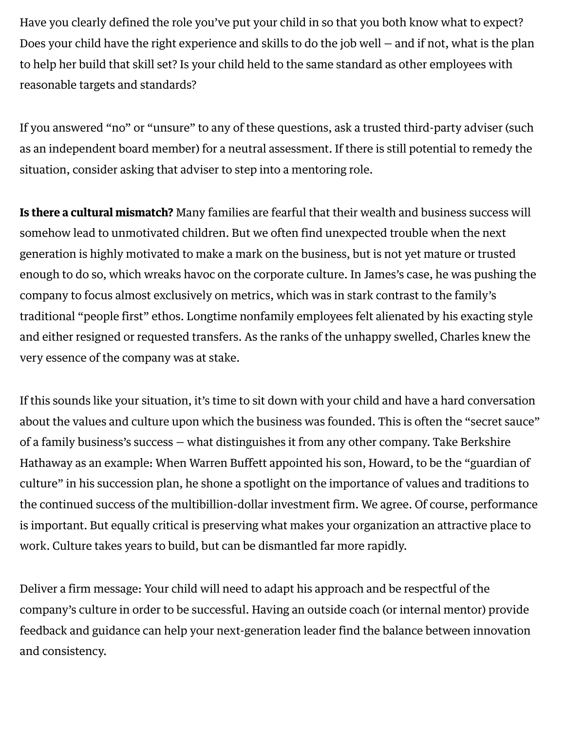Have you clearly defined the role you've put your child in so that you both know what to expect? Does your child have the right experience and skills to do the job well — and if not, what is the plan to help her build that skill set? Is your child held to the same standard as other employees with reasonable targets and standards?

If you answered "no" or "unsure" to any of these questions, ask a trusted third-party adviser (such as an independent board member) for a neutral assessment. If there is still potential to remedy the situation, consider asking that adviser to step into a mentoring role.

**Is there a cultural mismatch?** Many families are fearful that their wealth and business success will somehow lead to unmotivated children. But we often find unexpected trouble when the next generation is highly motivated to make a mark on the business, but is not yet mature or trusted enough to do so, which wreaks havoc on the corporate culture. In James's case, he was pushing the company to focus almost exclusively on metrics, which was in stark contrast to the family's traditional "people first" ethos. Longtime nonfamily employees felt alienated by his exacting style and either resigned or requested transfers. As the ranks of the unhappy swelled, Charles knew the very essence of the company was at stake.

If this sounds like your situation, it's time to sit down with your child and have a hard conversation about the values and culture upon which the business was founded. This is often the "secret sauce" of a family business's success — what distinguishes it from any other company. Take Berkshire Hathaway as an example: When Warren Buffett appointed his son, Howard, to be the "guardian of culture" in his succession plan, he shone a spotlight on the importance of values and traditions to the continued success of the multibillion-dollar investment firm. We agree. Of course, performance is important. But equally critical is preserving what makes your organization an attractive place to work. Culture takes years to build, but can be dismantled far more rapidly.

Deliver a firm message: Your child will need to adapt his approach and be respectful of the company's culture in order to be successful. Having an outside coach (or internal mentor) provide feedback and guidance can help your next-generation leader find the balance between innovation and consistency.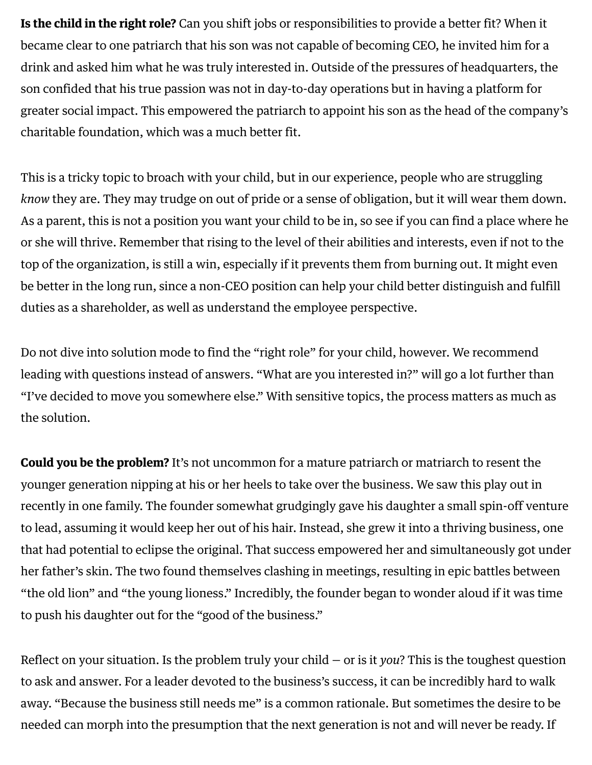**Is the child in the right role?** Can you shift jobs or responsibilities to provide a better fit? When it became clear to one patriarch that his son was not capable of becoming CEO, he invited him for a drink and asked him what he was truly interested in. Outside of the pressures of headquarters, the son confided that his true passion was not in day-to-day operations but in having a platform for greater social impact. This empowered the patriarch to appoint his son as the head of the company's charitable foundation, which was a much better fit.

This is a tricky topic to broach with your child, but in our experience, people who are struggling *know* they are. They may trudge on out of pride or a sense of obligation, but it will wear them down. As a parent, this is not a position you want your child to be in, so see if you can find a place where he or she will thrive. Remember that rising to the level of their abilities and interests, even if not to the top of the organization, is still a win, especially if it prevents them from burning out. It might even be better in the long run, since a non-CEO position can help your child better distinguish and fulfill duties as a shareholder, as well as understand the employee perspective.

Do not dive into solution mode to find the "right role" for your child, however. We recommend leading with questions instead of answers. "What are you interested in?" will go a lot further than "I've decided to move you somewhere else." With sensitive topics, the process matters as much as the solution.

**Could you be the problem?** It's not uncommon for a mature patriarch or matriarch to resent the younger generation nipping at his or her heels to take over the business. We saw this play out in recently in one family. The founder somewhat grudgingly gave his daughter a small spin-off venture to lead, assuming it would keep her out of his hair. Instead, she grew it into a thriving business, one that had potential to eclipse the original. That success empowered her and simultaneously got under her father's skin. The two found themselves clashing in meetings, resulting in epic battles between "the old lion" and "the young lioness." Incredibly, the founder began to wonder aloud if it was time to push his daughter out for the "good of the business."

Reflect on your situation. Is the problem truly your child — or is it *you*? This is the toughest question to ask and answer. For a leader devoted to the business's success, it can be incredibly hard to walk away. "Because the business still needs me" is a common rationale. But sometimes the desire to be needed can morph into the presumption that the next generation is not and will never be ready. If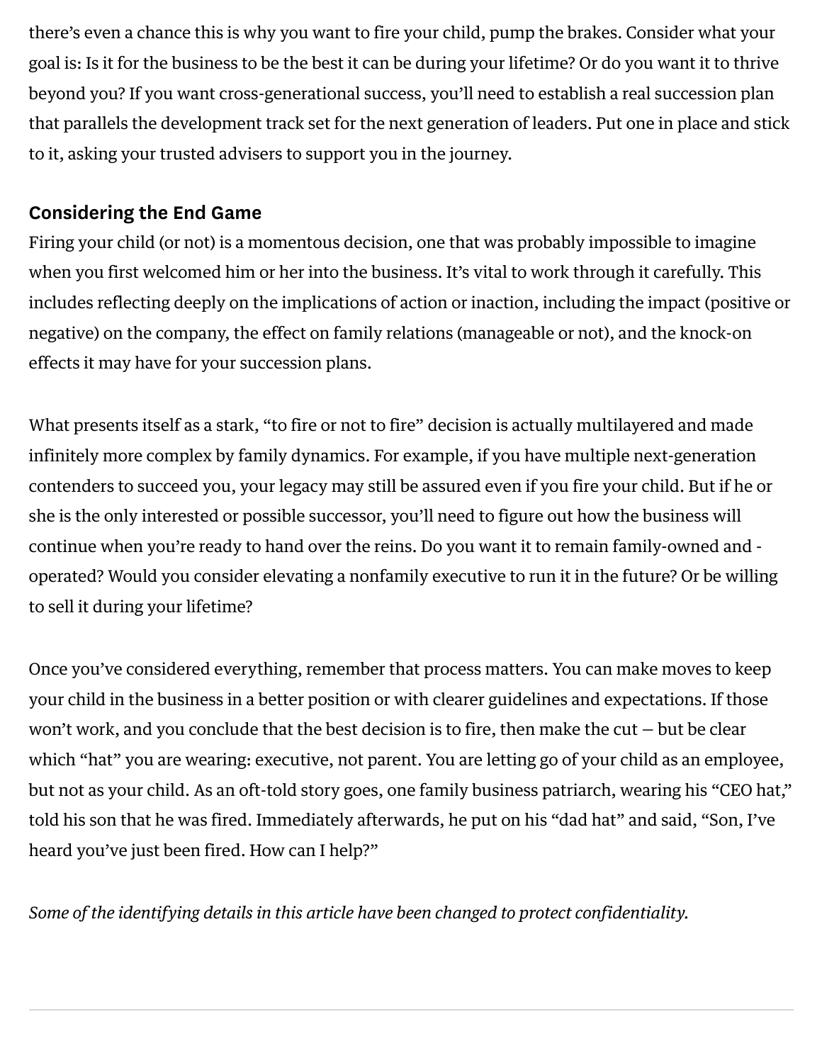there's even a chance this is why you want to fire your child, pump the brakes. Consider what your goal is: Is it for the business to be the best it can be during your lifetime? Or do you want it to thrive beyond you? If you want cross-generational success, you'll need to establish a real succession plan that parallels the development track set for the next generation of leaders. Put one in place and stick to it, asking your trusted advisers to support you in the journey.

## Considering the End Game

Firing your child (or not) is a momentous decision, one that was probably impossible to imagine when you first welcomed him or her into the business. It's vital to work through it carefully. This includes reflecting deeply on the implications of action or inaction, including the impact (positive or negative) on the company, the effect on family relations (manageable or not), and the knock-on effects it may have for your succession plans.

What presents itself as a stark, "to fire or not to fire" decision is actually multilayered and made infinitely more complex by family dynamics. For example, if you have multiple next-generation contenders to succeed you, your legacy may still be assured even if you fire your child. But if he or she is the only interested or possible successor, you'll need to figure out how the business will continue when you're ready to hand over the reins. Do you want it to remain family-owned and -operated? Would you consider elevating a nonfamily executive to run it in the future? Or be willing to sell it during your lifetime?

Once you've considered everything, remember that process matters. You can make moves to keep your child in the business in a better position or with clearer guidelines and expectations. If those won't work, and you conclude that the best decision is to fire, then make the cut — but be clear which "hat" you are wearing: executive, not parent. You are letting go of your child as an employee, but not as your child. As an oft-told story goes, one family business patriarch, wearing his "CEO hat," told his son that he was fired. Immediately afterwards, he put on his "dad hat" and said, "Son, I've heard you've just been fired. How can I help?"

*Some of the identifying details in this article have been changed to protect confidentiality.*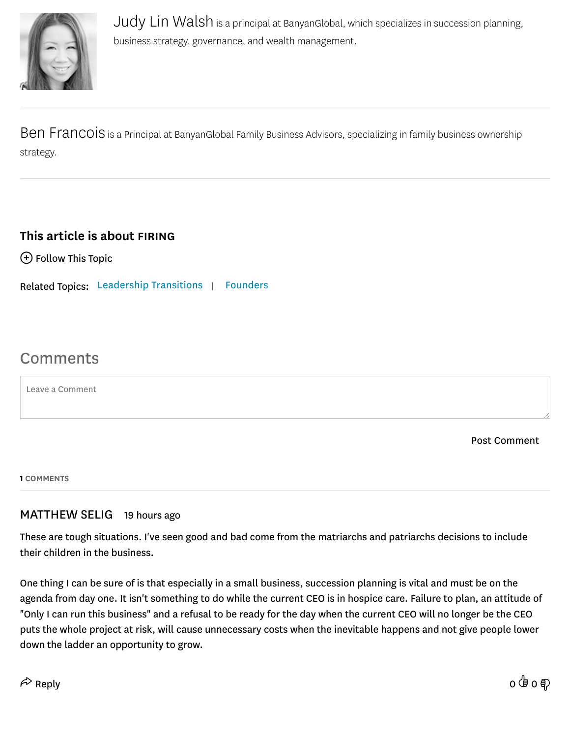**Judy Lin Walsh** is a principal at BanyanGlobal, which specializes in succession planning, business strategy, governance, and wealth management.

---

**Ben Francois** is a Principal at BanyanGlobal Family Business Advisors, specializing in family business ownership strategy.

---

**This article is about FIRING**

Follow This Topic

Related Topics: Leadership Transitions | Founders

## Comments

Leave a Comment

Post Comment

**1 COMMENTS**

---

**MATTHEW SELIG** 19 hours ago

These are tough situations. I've seen good and bad come from the matriarchs and patriarchs decisions to include their children in the business.

One thing I can be sure of is that especially in a small business, succession planning is vital and must be on the agenda from day one. It isn't something to do while the current CEO is in hospice care. Failure to plan, an attitude of "Only I can run this business" and a refusal to be ready for the day when the current CEO will no longer be the CEO puts the whole project at risk, will cause unnecessary costs when the inevitable happens and not give people lower down the ladder an opportunity to grow.

Reply 0 0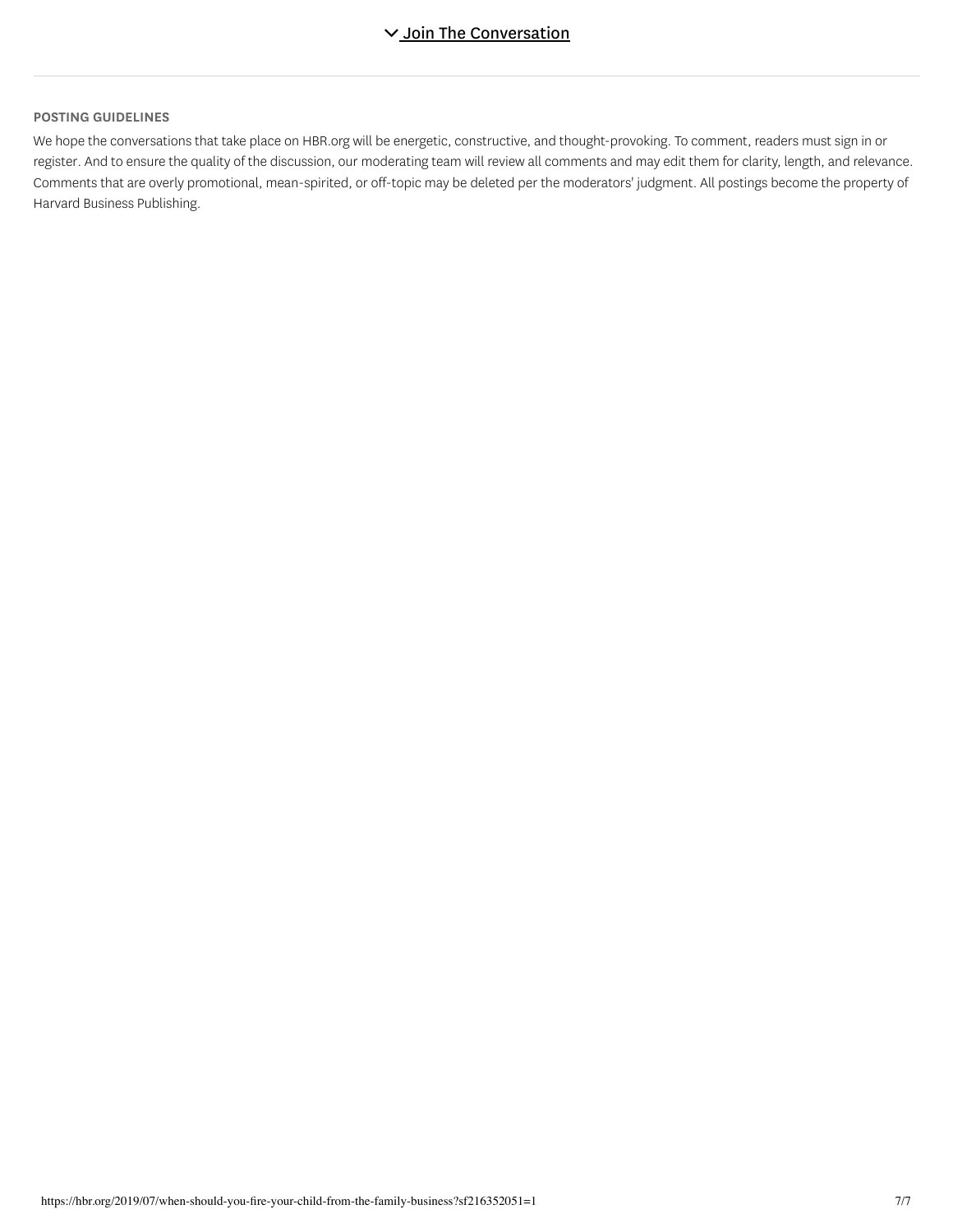Join The Conversation

#### POSTING GUIDELINES

We hope the conversations that take place on HBR.org will be energetic, constructive, and thought-provoking. To comment, readers must sign in or register. And to ensure the quality of the discussion, our moderating team will review all comments and may edit them for clarity, length, and relevance. Comments that are overly promotional, mean-spirited, or off-topic may be deleted per the moderators' judgment. All postings become the property of Harvard Business Publishing.